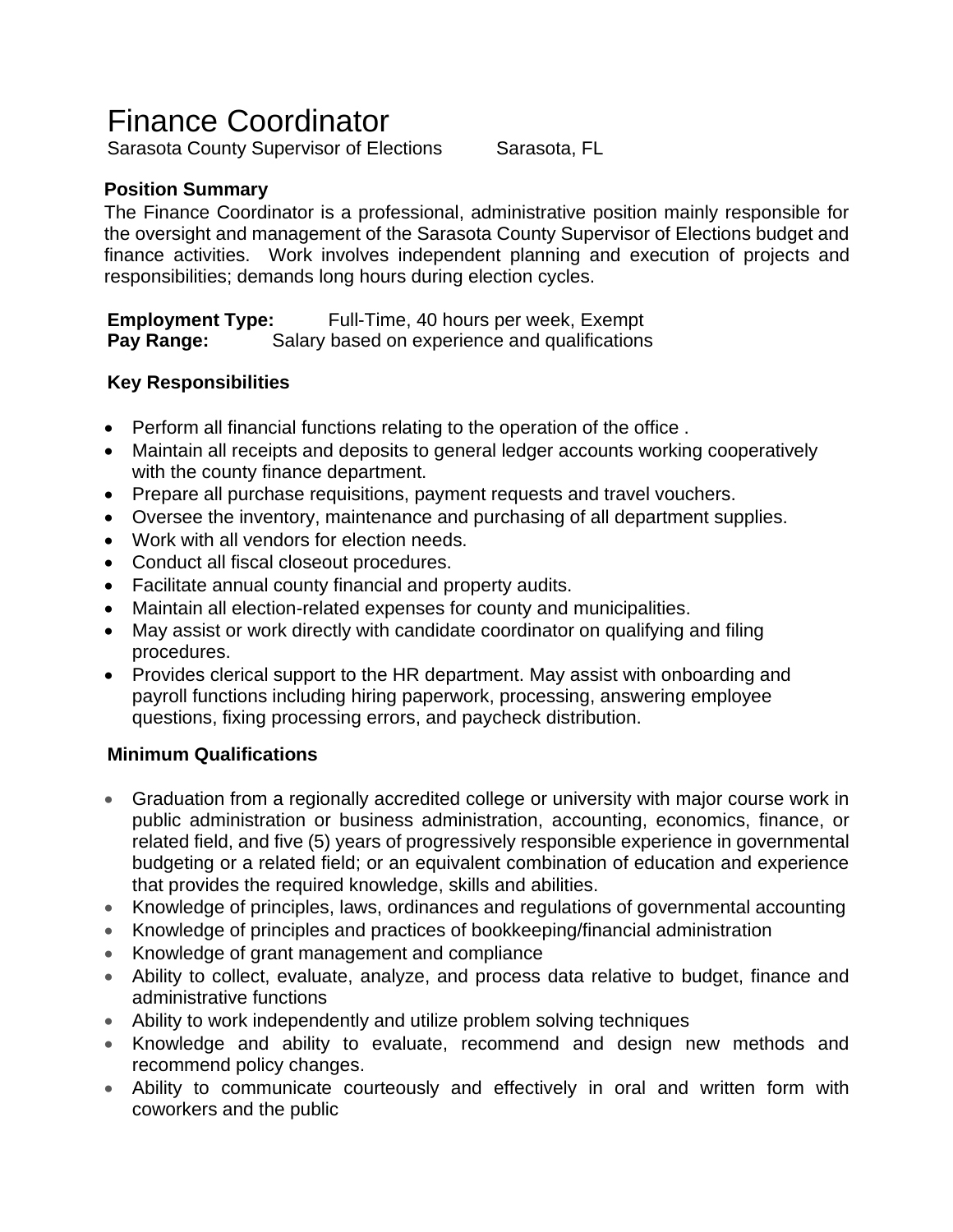# Finance Coordinator

Sarasota County Supervisor of Elections        Sarasota, FL

### Position Summary

The Finance Coordinator is a professional, administrative position mainly responsible for the oversight and management of the Sarasota County Supervisor of Elections budget and finance activities.  Work involves independent planning and execution of projects and responsibilities; demands long hours during election cycles.

**Employment Type:** Full-Time, 40 hours per week, Exempt
**Pay Range:** Salary based on experience and qualifications

### Key Responsibilities

- Perform all financial functions relating to the operation of the office .
- Maintain all receipts and deposits to general ledger accounts working cooperatively with the county finance department.
- Prepare all purchase requisitions, payment requests and travel vouchers.
- Oversee the inventory, maintenance and purchasing of all department supplies.
- Work with all vendors for election needs.
- Conduct all fiscal closeout procedures.
- Facilitate annual county financial and property audits.
- Maintain all election-related expenses for county and municipalities.
- May assist or work directly with candidate coordinator on qualifying and filing procedures.
- Provides clerical support to the HR department. May assist with onboarding and payroll functions including hiring paperwork, processing, answering employee questions, fixing processing errors, and paycheck distribution.

### Minimum Qualifications

- Graduation from a regionally accredited college or university with major course work in public administration or business administration, accounting, economics, finance, or related field, and five (5) years of progressively responsible experience in governmental budgeting or a related field; or an equivalent combination of education and experience that provides the required knowledge, skills and abilities.
- Knowledge of principles, laws, ordinances and regulations of governmental accounting
- Knowledge of principles and practices of bookkeeping/financial administration
- Knowledge of grant management and compliance
- Ability to collect, evaluate, analyze, and process data relative to budget, finance and administrative functions
- Ability to work independently and utilize problem solving techniques
- Knowledge and ability to evaluate, recommend and design new methods and recommend policy changes.
- Ability to communicate courteously and effectively in oral and written form with coworkers and the public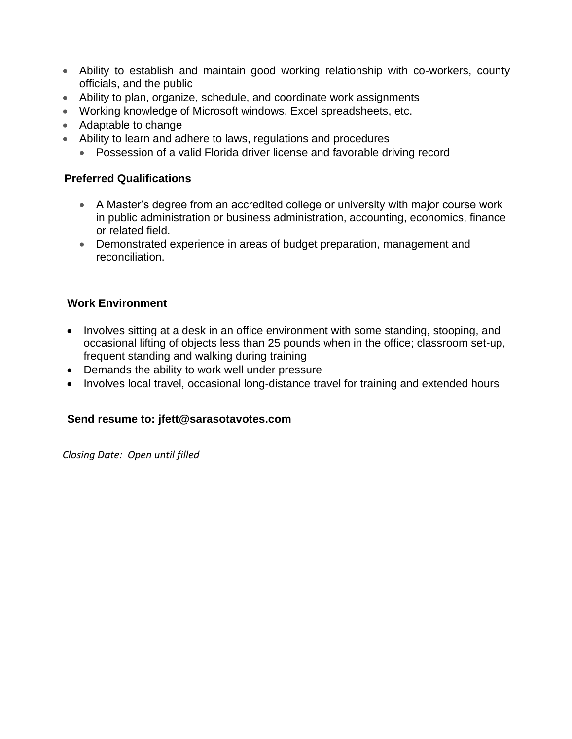- Ability to establish and maintain good working relationship with co-workers, county officials, and the public
- Ability to plan, organize, schedule, and coordinate work assignments
- Working knowledge of Microsoft windows, Excel spreadsheets, etc.
- Adaptable to change
- Ability to learn and adhere to laws, regulations and procedures
  - Possession of a valid Florida driver license and favorable driving record

**Preferred Qualifications**

- A Master's degree from an accredited college or university with major course work in public administration or business administration, accounting, economics, finance or related field.
- Demonstrated experience in areas of budget preparation, management and reconciliation.

**Work Environment**

- Involves sitting at a desk in an office environment with some standing, stooping, and occasional lifting of objects less than 25 pounds when in the office; classroom set-up, frequent standing and walking during training
- Demands the ability to work well under pressure
- Involves local travel, occasional long-distance travel for training and extended hours

**Send resume to: jfett@sarasotavotes.com**

*Closing Date: Open until filled*